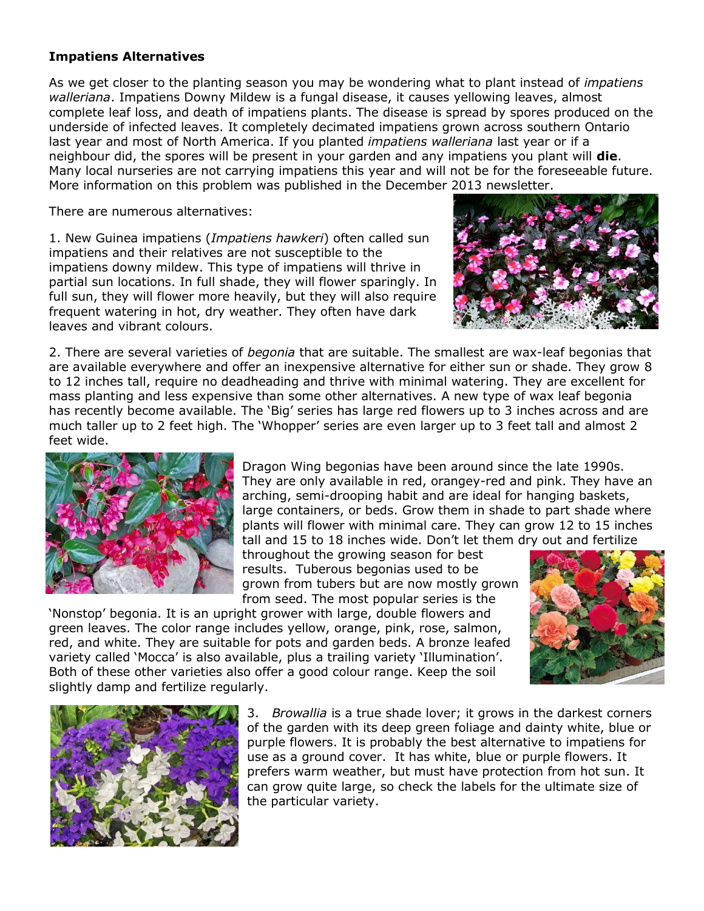**Impatiens Alternatives**

As we get closer to the planting season you may be wondering what to plant instead of *impatiens walleriana*. Impatiens Downy Mildew is a fungal disease, it causes yellowing leaves, almost complete leaf loss, and death of impatiens plants. The disease is spread by spores produced on the underside of infected leaves. It completely decimated impatiens grown across southern Ontario last year and most of North America. If you planted *impatiens walleriana* last year or if a neighbour did, the spores will be present in your garden and any impatiens you plant will **die**. Many local nurseries are not carrying impatiens this year and will not be for the foreseeable future. More information on this problem was published in the December 2013 newsletter.

There are numerous alternatives:

1. New Guinea impatiens (*Impatiens hawkeri*) often called sun impatiens and their relatives are not susceptible to the impatiens downy mildew. This type of impatiens will thrive in partial sun locations. In full shade, they will flower sparingly. In full sun, they will flower more heavily, but they will also require frequent watering in hot, dry weather. They often have dark leaves and vibrant colours.

2. There are several varieties of *begonia* that are suitable. The smallest are wax-leaf begonias that are available everywhere and offer an inexpensive alternative for either sun or shade. They grow 8 to 12 inches tall, require no deadheading and thrive with minimal watering. They are excellent for mass planting and less expensive than some other alternatives. A new type of wax leaf begonia has recently become available. The 'Big' series has large red flowers up to 3 inches across and are much taller up to 2 feet high. The 'Whopper' series are even larger up to 3 feet tall and almost 2 feet wide.

Dragon Wing begonias have been around since the late 1990s. They are only available in red, orangey-red and pink. They have an arching, semi-drooping habit and are ideal for hanging baskets, large containers, or beds. Grow them in shade to part shade where plants will flower with minimal care. They can grow 12 to 15 inches tall and 15 to 18 inches wide. Don't let them dry out and fertilize throughout the growing season for best results. Tuberous begonias used to be grown from tubers but are now mostly grown from seed. The most popular series is the 'Nonstop' begonia. It is an upright grower with large, double flowers and green leaves. The color range includes yellow, orange, pink, rose, salmon, red, and white. They are suitable for pots and garden beds. A bronze leafed variety called 'Mocca' is also available, plus a trailing variety 'Illumination'. Both of these other varieties also offer a good colour range. Keep the soil slightly damp and fertilize regularly.

3. *Browallia* is a true shade lover; it grows in the darkest corners of the garden with its deep green foliage and dainty white, blue or purple flowers. It is probably the best alternative to impatiens for use as a ground cover. It has white, blue or purple flowers. It prefers warm weather, but must have protection from hot sun. It can grow quite large, so check the labels for the ultimate size of the particular variety.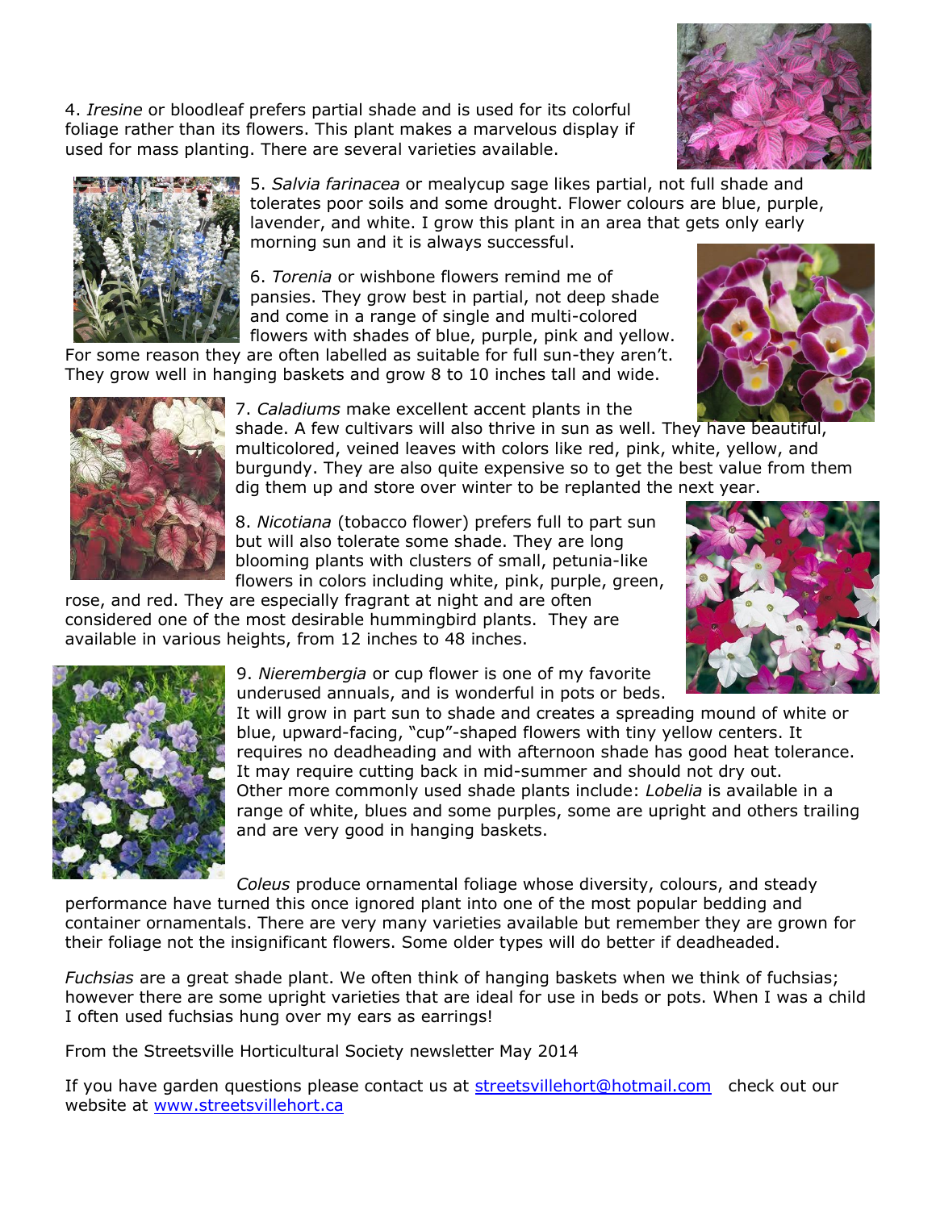4. *Iresine* or bloodleaf prefers partial shade and is used for its colorful foliage rather than its flowers. This plant makes a marvelous display if used for mass planting. There are several varieties available.

5. *Salvia farinacea* or mealycup sage likes partial, not full shade and tolerates poor soils and some drought. Flower colours are blue, purple, lavender, and white. I grow this plant in an area that gets only early morning sun and it is always successful.

6. *Torenia* or wishbone flowers remind me of pansies. They grow best in partial, not deep shade and come in a range of single and multi-colored flowers with shades of blue, purple, pink and yellow. For some reason they are often labelled as suitable for full sun-they aren't. They grow well in hanging baskets and grow 8 to 10 inches tall and wide.

7. *Caladiums* make excellent accent plants in the shade. A few cultivars will also thrive in sun as well. They have beautiful, multicolored, veined leaves with colors like red, pink, white, yellow, and burgundy. They are also quite expensive so to get the best value from them dig them up and store over winter to be replanted the next year.

8. *Nicotiana* (tobacco flower) prefers full to part sun but will also tolerate some shade. They are long blooming plants with clusters of small, petunia-like flowers in colors including white, pink, purple, green, rose, and red. They are especially fragrant at night and are often considered one of the most desirable hummingbird plants. They are available in various heights, from 12 inches to 48 inches.

9. *Nierembergia* or cup flower is one of my favorite underused annuals, and is wonderful in pots or beds. It will grow in part sun to shade and creates a spreading mound of white or blue, upward-facing, "cup"-shaped flowers with tiny yellow centers. It requires no deadheading and with afternoon shade has good heat tolerance. It may require cutting back in mid-summer and should not dry out.

Other more commonly used shade plants include: *Lobelia* is available in a range of white, blues and some purples, some are upright and others trailing and are very good in hanging baskets.

*Coleus* produce ornamental foliage whose diversity, colours, and steady performance have turned this once ignored plant into one of the most popular bedding and container ornamentals. There are very many varieties available but remember they are grown for their foliage not the insignificant flowers. Some older types will do better if deadheaded.

*Fuchsias* are a great shade plant. We often think of hanging baskets when we think of fuchsias; however there are some upright varieties that are ideal for use in beds or pots. When I was a child I often used fuchsias hung over my ears as earrings!

From the Streetsville Horticultural Society newsletter May 2014

If you have garden questions please contact us at streetsvillehort@hotmail.com check out our website at www.streetsvillehort.ca